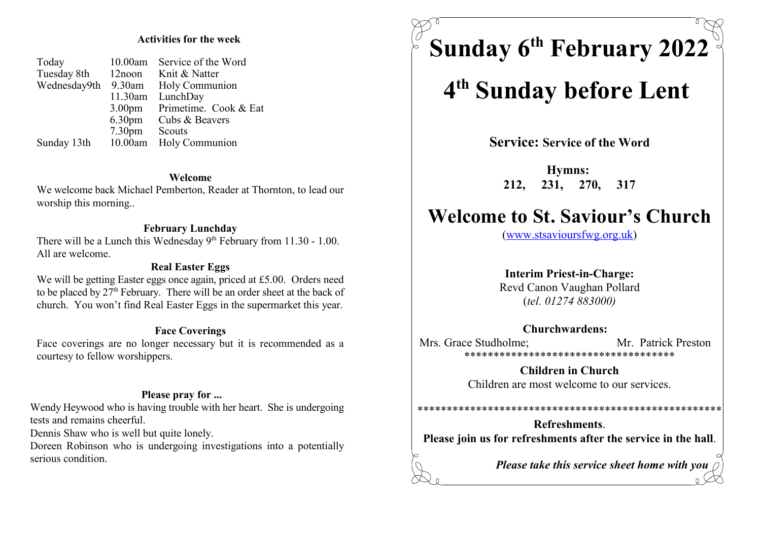### Activities for the week

| | | |
|---|---|---|
| Today | 10.00am | Service of the Word |
| Tuesday 8th | 12noon | Knit & Natter |
| Wednesday9th | 9.30am | Holy Communion |
| | 11.30am | LunchDay |
| | 3.00pm | Primetime. Cook & Eat |
| | 6.30pm | Cubs & Beavers |
| | 7.30pm | Scouts |
| Sunday 13th | 10.00am | Holy Communion |

### Welcome

We welcome back Michael Pemberton, Reader at Thornton, to lead our worship this morning..

### February Lunchday

There will be a Lunch this Wednesday 9th February from 11.30 - 1.00. All are welcome.

### Real Easter Eggs

We will be getting Easter eggs once again, priced at £5.00. Orders need to be placed by 27th February. There will be an order sheet at the back of church. You won't find Real Easter Eggs in the supermarket this year.

### Face Coverings

Face coverings are no longer necessary but it is recommended as a courtesy to fellow worshippers.

### Please pray for ...

Wendy Heywood who is having trouble with her heart. She is undergoing tests and remains cheerful.

Dennis Shaw who is well but quite lonely.

Doreen Robinson who is undergoing investigations into a potentially serious condition.

# Sunday 6th February 2022

# 4th Sunday before Lent

**Service: Service of the Word**

**Hymns:**
**212, 231, 270, 317**

# Welcome to St. Saviour's Church

(www.stsavioursfwg.org.uk)

**Interim Priest-in-Charge:**
Revd Canon Vaughan Pollard
(*tel. 01274 883000)*

**Churchwardens:**
Mrs. Grace Studholme; Mr. Patrick Preston

************************************

**Children in Church**
Children are most welcome to our services.

****************************************************

**Refreshments**.
**Please join us for refreshments after the service in the hall**.

***Please take this service sheet home with you***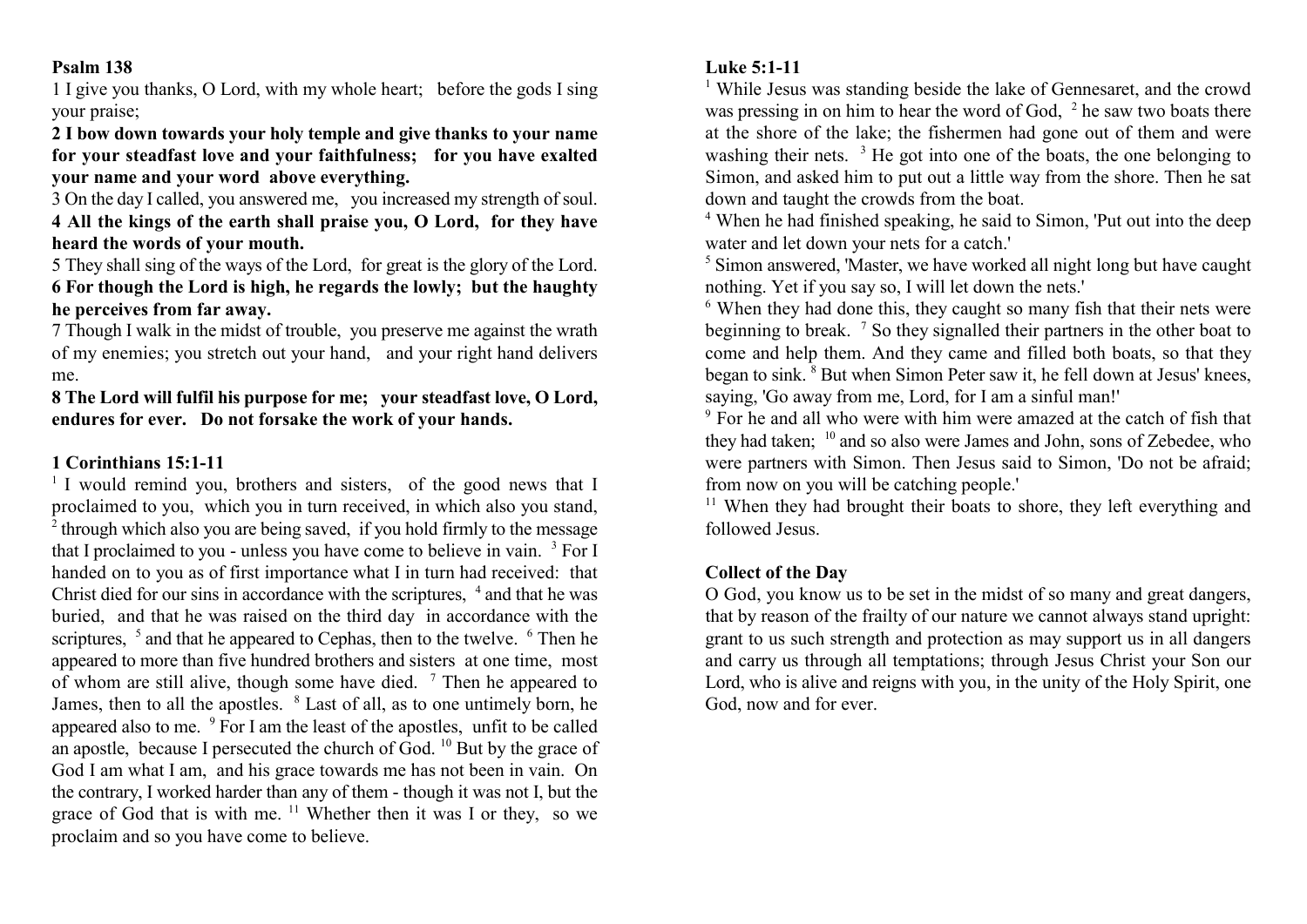## Psalm 138

1 I give you thanks, O Lord, with my whole heart; before the gods I sing your praise;

**2 I bow down towards your holy temple and give thanks to your name for your steadfast love and your faithfulness; for you have exalted your name and your word above everything.**

3 On the day I called, you answered me, you increased my strength of soul.

**4 All the kings of the earth shall praise you, O Lord, for they have heard the words of your mouth.**

5 They shall sing of the ways of the Lord, for great is the glory of the Lord.

**6 For though the Lord is high, he regards the lowly; but the haughty he perceives from far away.**

7 Though I walk in the midst of trouble, you preserve me against the wrath of my enemies; you stretch out your hand, and your right hand delivers me.

**8 The Lord will fulfil his purpose for me; your steadfast love, O Lord, endures for ever. Do not forsake the work of your hands.**

## 1 Corinthians 15:1-11

[1] I would remind you, brothers and sisters, of the good news that I proclaimed to you, which you in turn received, in which also you stand, [2] through which also you are being saved, if you hold firmly to the message that I proclaimed to you - unless you have come to believe in vain. [3] For I handed on to you as of first importance what I in turn had received: that Christ died for our sins in accordance with the scriptures, [4] and that he was buried, and that he was raised on the third day in accordance with the scriptures, [5] and that he appeared to Cephas, then to the twelve. [6] Then he appeared to more than five hundred brothers and sisters at one time, most of whom are still alive, though some have died. [7] Then he appeared to James, then to all the apostles. [8] Last of all, as to one untimely born, he appeared also to me. [9] For I am the least of the apostles, unfit to be called an apostle, because I persecuted the church of God. [10] But by the grace of God I am what I am, and his grace towards me has not been in vain. On the contrary, I worked harder than any of them - though it was not I, but the grace of God that is with me. [11] Whether then it was I or they, so we proclaim and so you have come to believe.

## Luke 5:1-11

[1] While Jesus was standing beside the lake of Gennesaret, and the crowd was pressing in on him to hear the word of God, [2] he saw two boats there at the shore of the lake; the fishermen had gone out of them and were washing their nets. [3] He got into one of the boats, the one belonging to Simon, and asked him to put out a little way from the shore. Then he sat down and taught the crowds from the boat.

[4] When he had finished speaking, he said to Simon, 'Put out into the deep water and let down your nets for a catch.'

[5] Simon answered, 'Master, we have worked all night long but have caught nothing. Yet if you say so, I will let down the nets.'

[6] When they had done this, they caught so many fish that their nets were beginning to break. [7] So they signalled their partners in the other boat to come and help them. And they came and filled both boats, so that they began to sink. [8] But when Simon Peter saw it, he fell down at Jesus' knees, saying, 'Go away from me, Lord, for I am a sinful man!'

[9] For he and all who were with him were amazed at the catch of fish that they had taken; [10] and so also were James and John, sons of Zebedee, who were partners with Simon. Then Jesus said to Simon, 'Do not be afraid; from now on you will be catching people.'

[11] When they had brought their boats to shore, they left everything and followed Jesus.

## Collect of the Day

O God, you know us to be set in the midst of so many and great dangers, that by reason of the frailty of our nature we cannot always stand upright: grant to us such strength and protection as may support us in all dangers and carry us through all temptations; through Jesus Christ your Son our Lord, who is alive and reigns with you, in the unity of the Holy Spirit, one God, now and for ever.